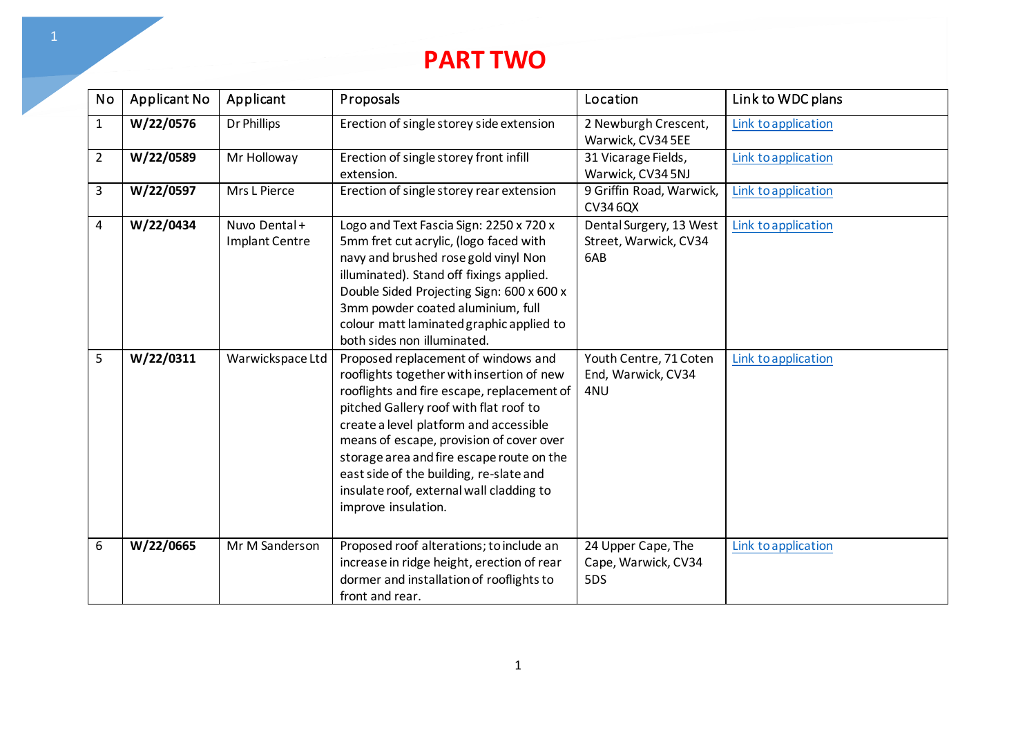# PART TWO

| No | Applicant No | Applicant | Proposals | Location | Link to WDC plans |
|---|---|---|---|---|---|
| 1 | **W/22/0576** | Dr Phillips | Erection of single storey side extension | 2 Newburgh Crescent, Warwick, CV34 5EE | Link to application |
| 2 | **W/22/0589** | Mr Holloway | Erection of single storey front infill extension. | 31 Vicarage Fields, Warwick, CV34 5NJ | Link to application |
| 3 | **W/22/0597** | Mrs L Pierce | Erection of single storey rear extension | 9 Griffin Road, Warwick, CV34 6QX | Link to application |
| 4 | **W/22/0434** | Nuvo Dental + Implant Centre | Logo and Text Fascia Sign: 2250 x 720 x 5mm fret cut acrylic, (logo faced with navy and brushed rose gold vinyl Non illuminated). Stand off fixings applied. Double Sided Projecting Sign: 600 x 600 x 3mm powder coated aluminium, full colour matt laminated graphic applied to both sides non illuminated. | Dental Surgery, 13 West Street, Warwick, CV34 6AB | Link to application |
| 5 | **W/22/0311** | Warwickspace Ltd | Proposed replacement of windows and rooflights together with insertion of new rooflights and fire escape, replacement of pitched Gallery roof with flat roof to create a level platform and accessible means of escape, provision of cover over storage area and fire escape route on the east side of the building, re-slate and insulate roof, external wall cladding to improve insulation. | Youth Centre, 71 Coten End, Warwick, CV34 4NU | Link to application |
| 6 | **W/22/0665** | Mr M Sanderson | Proposed roof alterations; to include an increase in ridge height, erection of rear dormer and installation of rooflights to front and rear. | 24 Upper Cape, The Cape, Warwick, CV34 5DS | Link to application |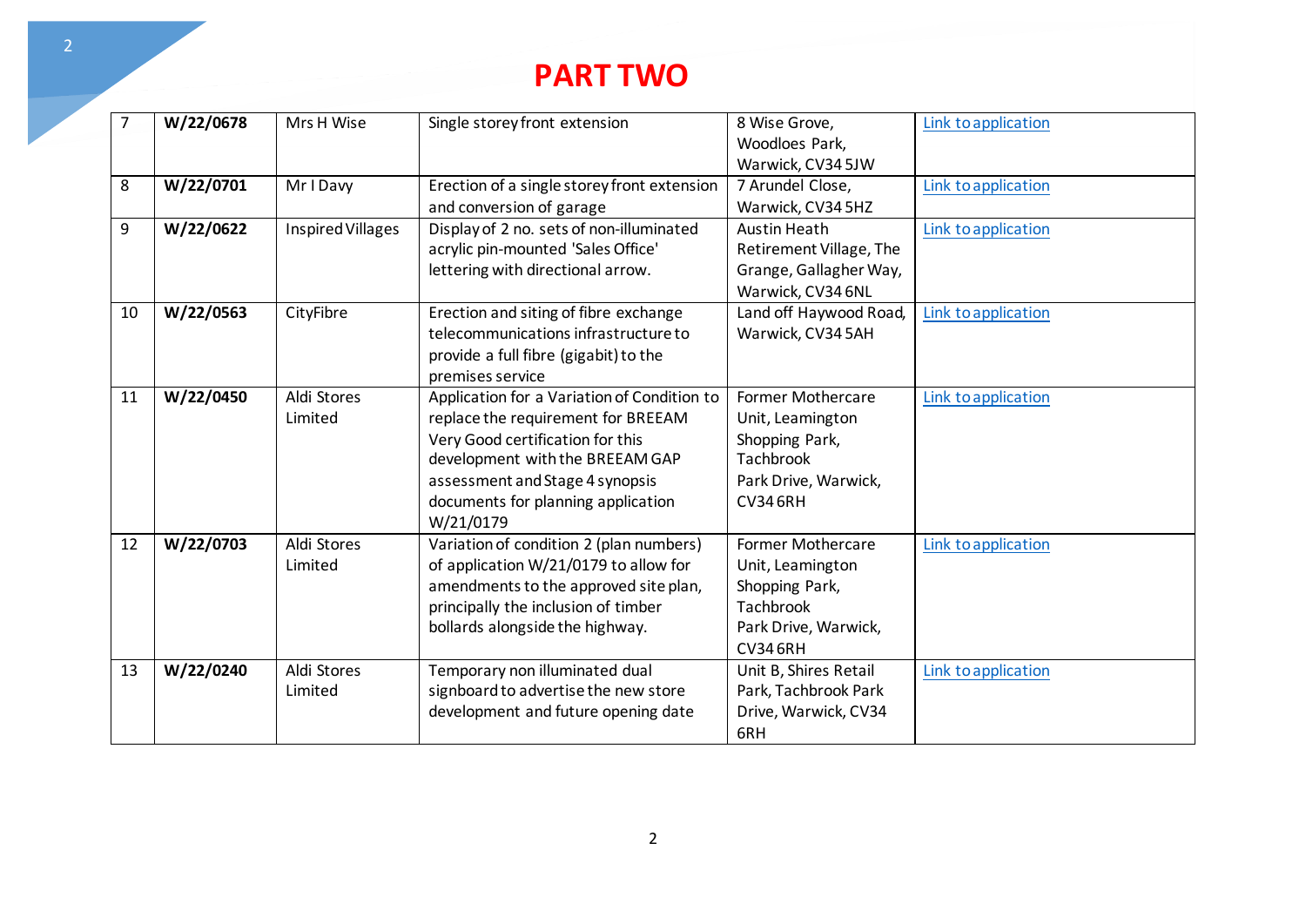# PART TWO

| | | | | | |
|---|---|---|---|---|---|
| 7 | **W/22/0678** | Mrs H Wise | Single storey front extension | 8 Wise Grove, Woodloes Park, Warwick, CV34 5JW | Link to application |
| 8 | **W/22/0701** | Mr I Davy | Erection of a single storey front extension and conversion of garage | 7 Arundel Close, Warwick, CV34 5HZ | Link to application |
| 9 | **W/22/0622** | Inspired Villages | Display of 2 no. sets of non-illuminated acrylic pin-mounted 'Sales Office' lettering with directional arrow. | Austin Heath Retirement Village, The Grange, Gallagher Way, Warwick, CV34 6NL | Link to application |
| 10 | **W/22/0563** | CityFibre | Erection and siting of fibre exchange telecommunications infrastructure to provide a full fibre (gigabit) to the premises service | Land off Haywood Road, Warwick, CV34 5AH | Link to application |
| 11 | **W/22/0450** | Aldi Stores Limited | Application for a Variation of Condition to replace the requirement for BREEAM Very Good certification for this development with the BREEAM GAP assessment and Stage 4 synopsis documents for planning application W/21/0179 | Former Mothercare Unit, Leamington Shopping Park, Tachbrook Park Drive, Warwick, CV34 6RH | Link to application |
| 12 | **W/22/0703** | Aldi Stores Limited | Variation of condition 2 (plan numbers) of application W/21/0179 to allow for amendments to the approved site plan, principally the inclusion of timber bollards alongside the highway. | Former Mothercare Unit, Leamington Shopping Park, Tachbrook Park Drive, Warwick, CV34 6RH | Link to application |
| 13 | **W/22/0240** | Aldi Stores Limited | Temporary non illuminated dual signboard to advertise the new store development and future opening date | Unit B, Shires Retail Park, Tachbrook Park Drive, Warwick, CV34 6RH | Link to application |